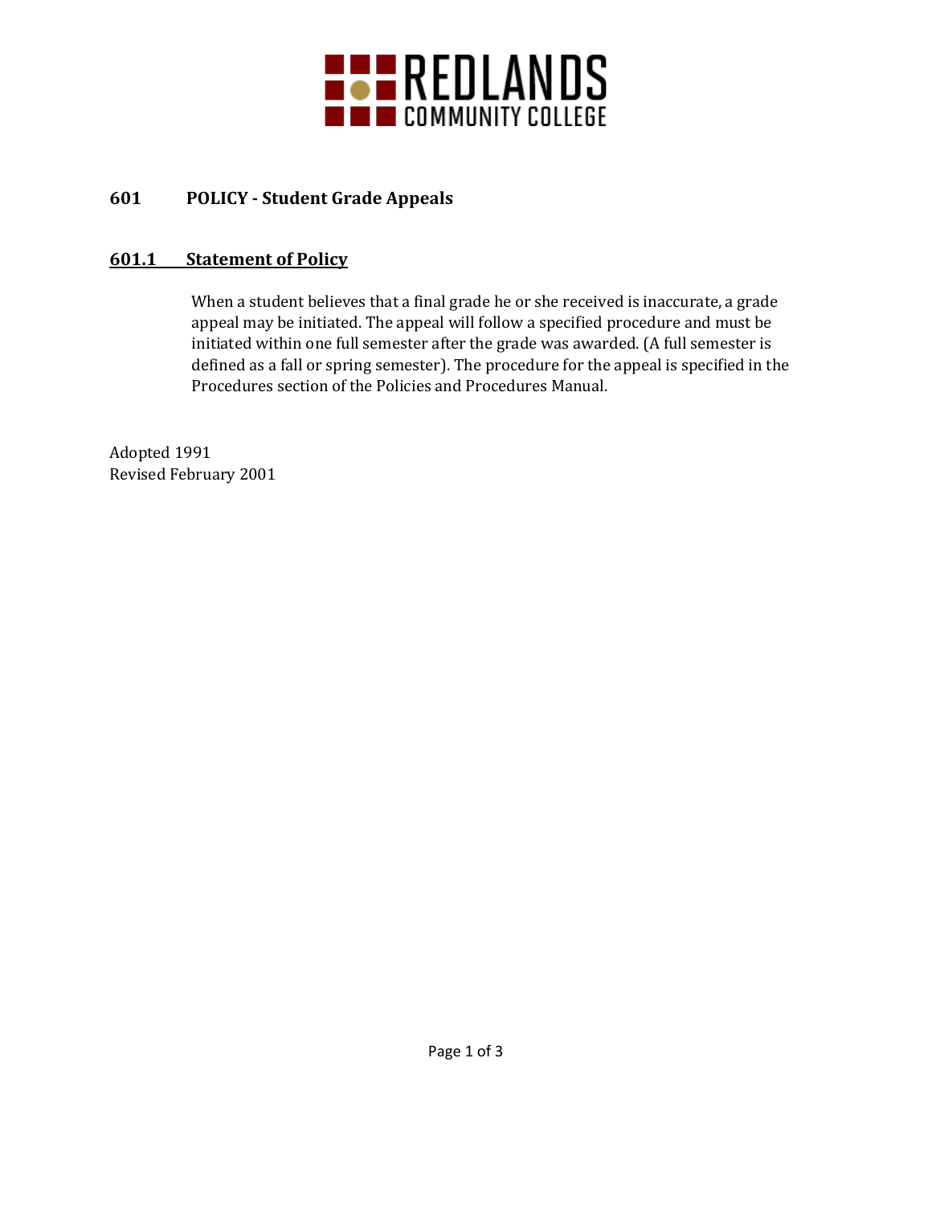REDLANDS COMMUNITY COLLEGE

# 601 POLICY - Student Grade Appeals

## 601.1 Statement of Policy

When a student believes that a final grade he or she received is inaccurate, a grade appeal may be initiated. The appeal will follow a specified procedure and must be initiated within one full semester after the grade was awarded. (A full semester is defined as a fall or spring semester). The procedure for the appeal is specified in the Procedures section of the Policies and Procedures Manual.

Adopted 1991
Revised February 2001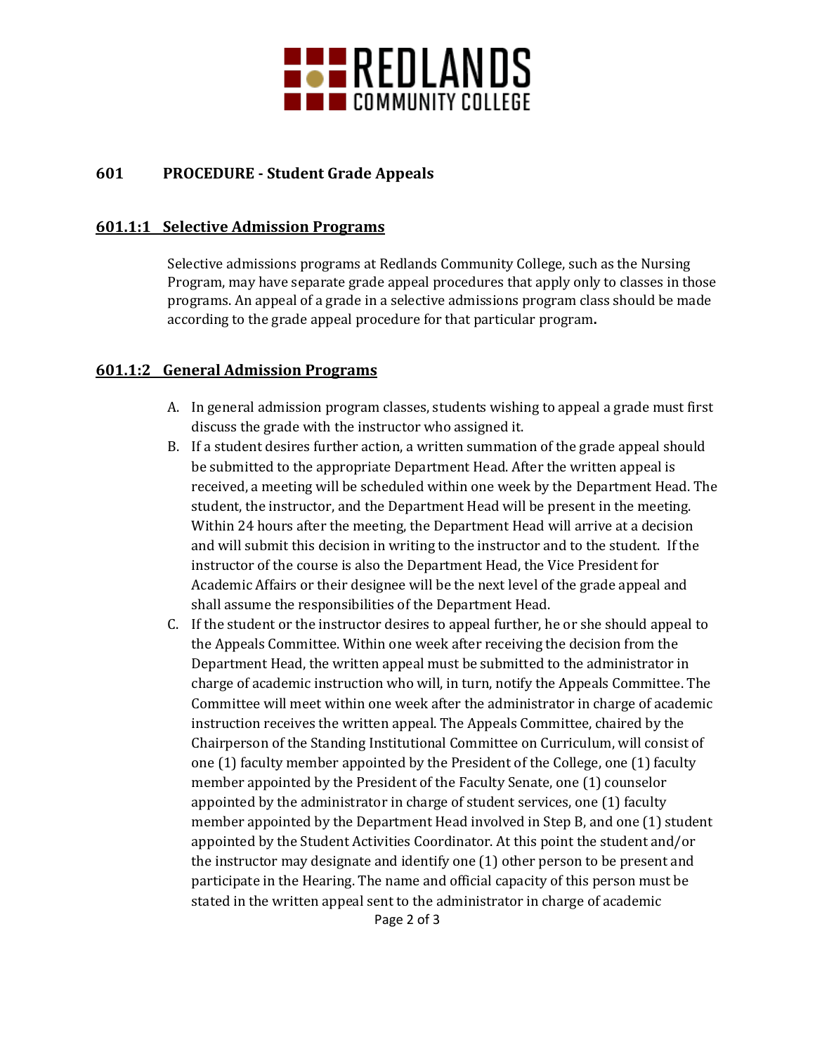## 601 PROCEDURE - Student Grade Appeals

### 601.1:1 Selective Admission Programs

Selective admissions programs at Redlands Community College, such as the Nursing Program, may have separate grade appeal procedures that apply only to classes in those programs. An appeal of a grade in a selective admissions program class should be made according to the grade appeal procedure for that particular program**.**

### 601.1:2 General Admission Programs

A. In general admission program classes, students wishing to appeal a grade must first discuss the grade with the instructor who assigned it.

B. If a student desires further action, a written summation of the grade appeal should be submitted to the appropriate Department Head. After the written appeal is received, a meeting will be scheduled within one week by the Department Head. The student, the instructor, and the Department Head will be present in the meeting. Within 24 hours after the meeting, the Department Head will arrive at a decision and will submit this decision in writing to the instructor and to the student. If the instructor of the course is also the Department Head, the Vice President for Academic Affairs or their designee will be the next level of the grade appeal and shall assume the responsibilities of the Department Head.

C. If the student or the instructor desires to appeal further, he or she should appeal to the Appeals Committee. Within one week after receiving the decision from the Department Head, the written appeal must be submitted to the administrator in charge of academic instruction who will, in turn, notify the Appeals Committee. The Committee will meet within one week after the administrator in charge of academic instruction receives the written appeal. The Appeals Committee, chaired by the Chairperson of the Standing Institutional Committee on Curriculum, will consist of one (1) faculty member appointed by the President of the College, one (1) faculty member appointed by the President of the Faculty Senate, one (1) counselor appointed by the administrator in charge of student services, one (1) faculty member appointed by the Department Head involved in Step B, and one (1) student appointed by the Student Activities Coordinator. At this point the student and/or the instructor may designate and identify one (1) other person to be present and participate in the Hearing. The name and official capacity of this person must be stated in the written appeal sent to the administrator in charge of academic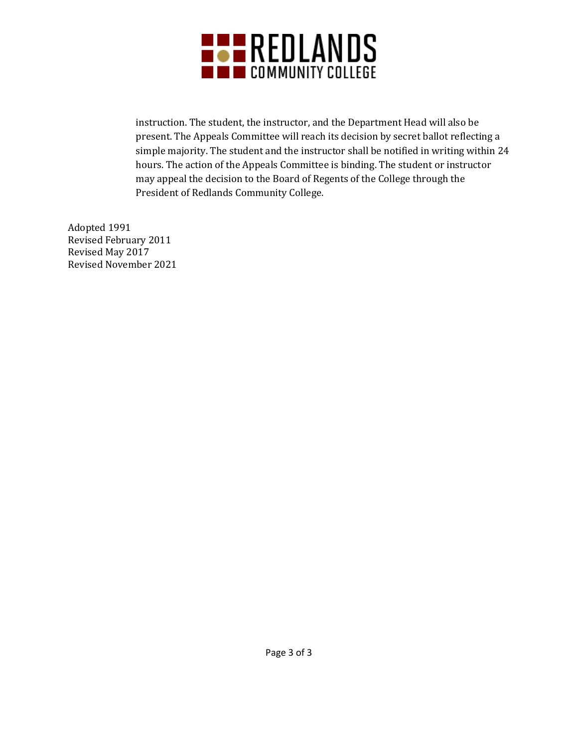instruction. The student, the instructor, and the Department Head will also be present. The Appeals Committee will reach its decision by secret ballot reflecting a simple majority. The student and the instructor shall be notified in writing within 24 hours. The action of the Appeals Committee is binding. The student or instructor may appeal the decision to the Board of Regents of the College through the President of Redlands Community College.

Adopted 1991
Revised February 2011
Revised May 2017
Revised November 2021